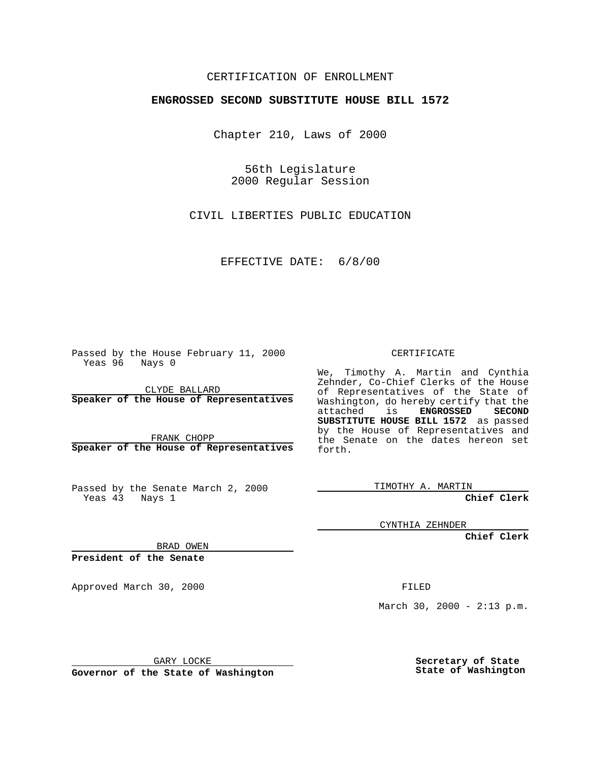CERTIFICATION OF ENROLLMENT

**ENGROSSED SECOND SUBSTITUTE HOUSE BILL 1572**

Chapter 210, Laws of 2000

56th Legislature
2000 Regular Session

CIVIL LIBERTIES PUBLIC EDUCATION

EFFECTIVE DATE: 6/8/00

Passed by the House February 11, 2000
Yeas 96 Nays 0

CLYDE BALLARD
**Speaker of the House of Representatives**

FRANK CHOPP
**Speaker of the House of Representatives**

Passed by the Senate March 2, 2000
Yeas 43 Nays 1

BRAD OWEN
**President of the Senate**

Approved March 30, 2000

GARY LOCKE
**Governor of the State of Washington**

CERTIFICATE

We, Timothy A. Martin and Cynthia Zehnder, Co-Chief Clerks of the House of Representatives of the State of Washington, do hereby certify that the attached is **ENGROSSED SECOND SUBSTITUTE HOUSE BILL 1572** as passed by the House of Representatives and the Senate on the dates hereon set forth.

TIMOTHY A. MARTIN
**Chief Clerk**

CYNTHIA ZEHNDER
**Chief Clerk**

FILED

March 30, 2000 - 2:13 p.m.

**Secretary of State**
**State of Washington**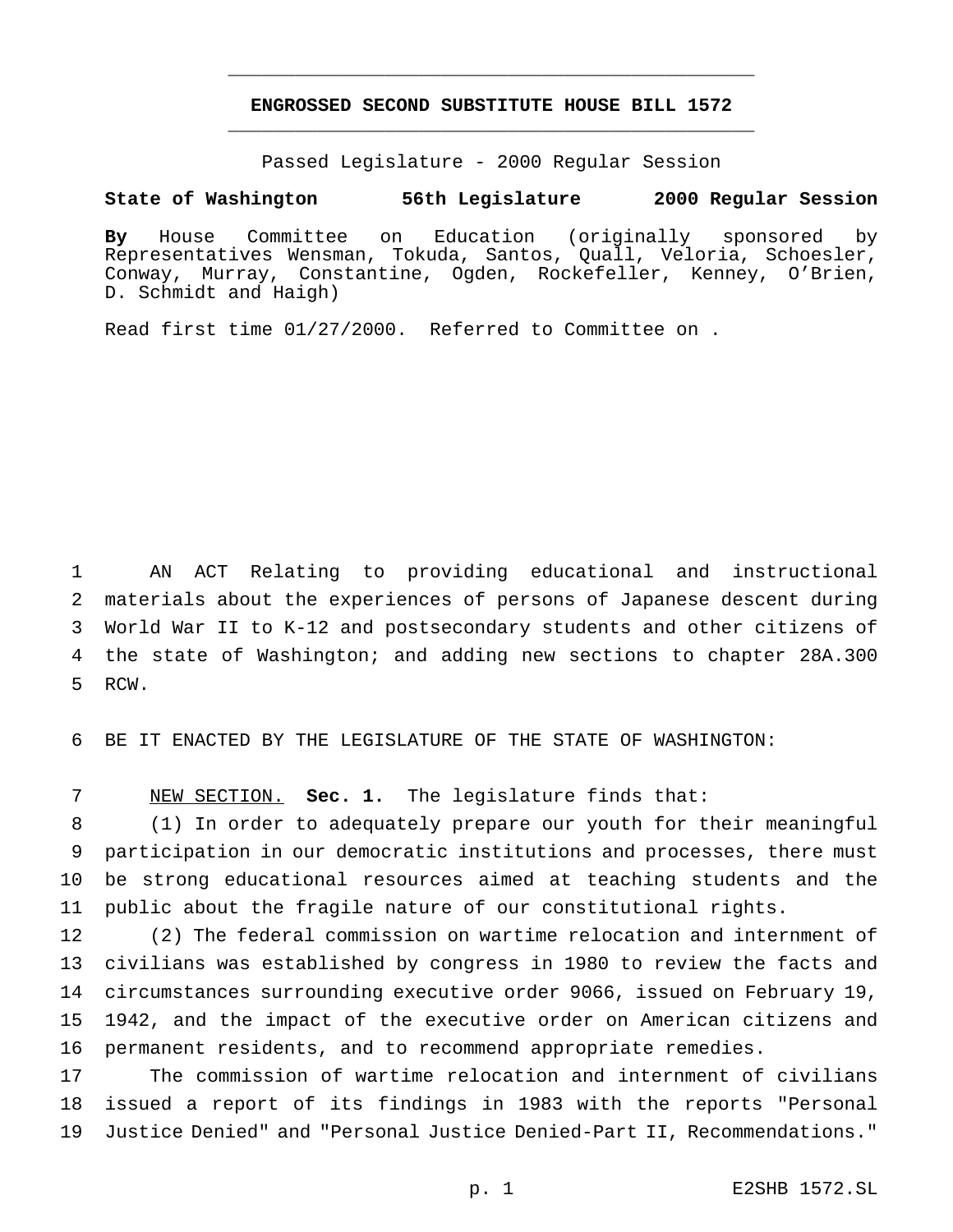# ENGROSSED SECOND SUBSTITUTE HOUSE BILL 1572

Passed Legislature - 2000 Regular Session

**State of Washington 56th Legislature 2000 Regular Session**

**By** House Committee on Education (originally sponsored by Representatives Wensman, Tokuda, Santos, Quall, Veloria, Schoesler, Conway, Murray, Constantine, Ogden, Rockefeller, Kenney, O'Brien, D. Schmidt and Haigh)

Read first time 01/27/2000. Referred to Committee on .

AN ACT Relating to providing educational and instructional materials about the experiences of persons of Japanese descent during World War II to K-12 and postsecondary students and other citizens of the state of Washington; and adding new sections to chapter 28A.300 RCW.

BE IT ENACTED BY THE LEGISLATURE OF THE STATE OF WASHINGTON:

NEW SECTION. **Sec. 1.** The legislature finds that:

(1) In order to adequately prepare our youth for their meaningful participation in our democratic institutions and processes, there must be strong educational resources aimed at teaching students and the public about the fragile nature of our constitutional rights.

(2) The federal commission on wartime relocation and internment of civilians was established by congress in 1980 to review the facts and circumstances surrounding executive order 9066, issued on February 19, 1942, and the impact of the executive order on American citizens and permanent residents, and to recommend appropriate remedies.

The commission of wartime relocation and internment of civilians issued a report of its findings in 1983 with the reports "Personal Justice Denied" and "Personal Justice Denied-Part II, Recommendations."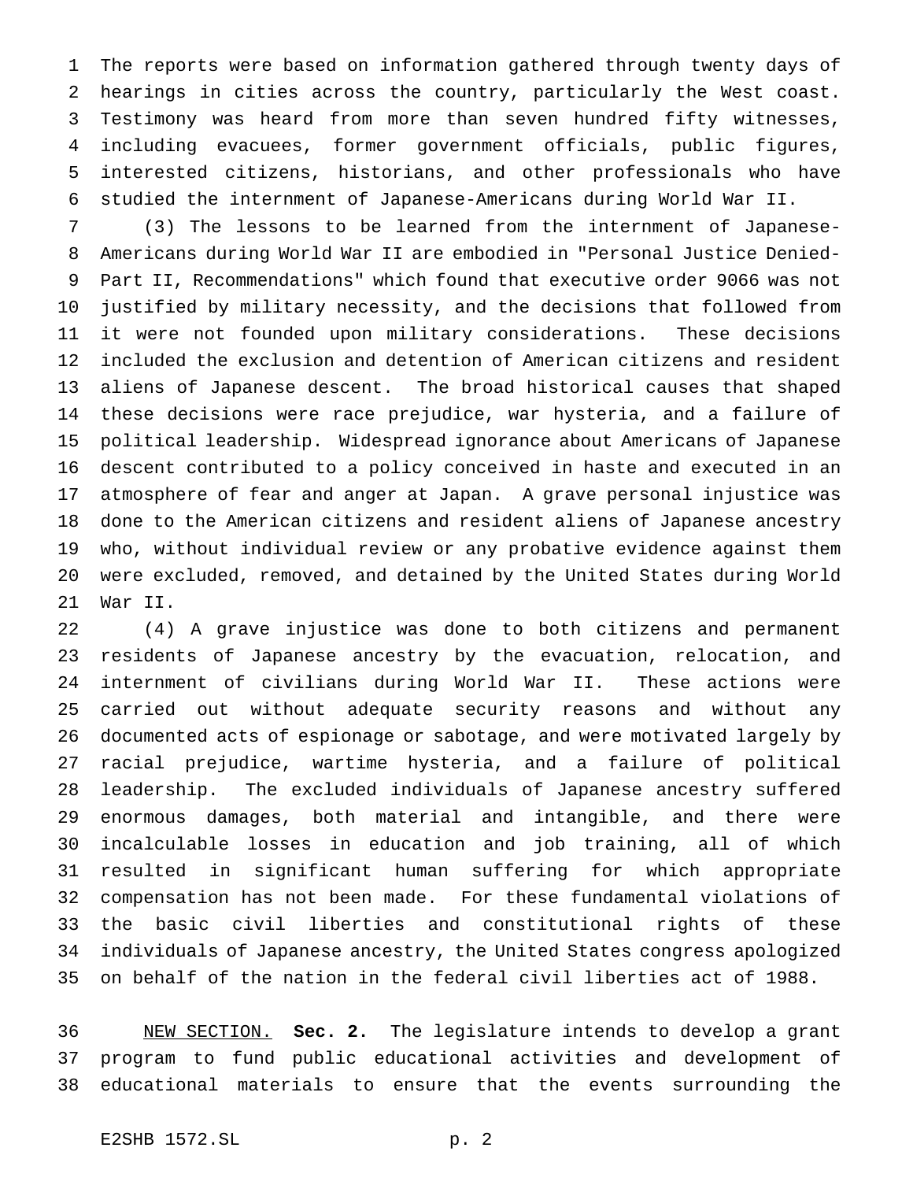The reports were based on information gathered through twenty days of hearings in cities across the country, particularly the West coast. Testimony was heard from more than seven hundred fifty witnesses, including evacuees, former government officials, public figures, interested citizens, historians, and other professionals who have studied the internment of Japanese-Americans during World War II.

(3) The lessons to be learned from the internment of Japanese-Americans during World War II are embodied in "Personal Justice Denied-Part II, Recommendations" which found that executive order 9066 was not justified by military necessity, and the decisions that followed from it were not founded upon military considerations. These decisions included the exclusion and detention of American citizens and resident aliens of Japanese descent. The broad historical causes that shaped these decisions were race prejudice, war hysteria, and a failure of political leadership. Widespread ignorance about Americans of Japanese descent contributed to a policy conceived in haste and executed in an atmosphere of fear and anger at Japan. A grave personal injustice was done to the American citizens and resident aliens of Japanese ancestry who, without individual review or any probative evidence against them were excluded, removed, and detained by the United States during World War II.

(4) A grave injustice was done to both citizens and permanent residents of Japanese ancestry by the evacuation, relocation, and internment of civilians during World War II. These actions were carried out without adequate security reasons and without any documented acts of espionage or sabotage, and were motivated largely by racial prejudice, wartime hysteria, and a failure of political leadership. The excluded individuals of Japanese ancestry suffered enormous damages, both material and intangible, and there were incalculable losses in education and job training, all of which resulted in significant human suffering for which appropriate compensation has not been made. For these fundamental violations of the basic civil liberties and constitutional rights of these individuals of Japanese ancestry, the United States congress apologized on behalf of the nation in the federal civil liberties act of 1988.

NEW SECTION. **Sec. 2.** The legislature intends to develop a grant program to fund public educational activities and development of educational materials to ensure that the events surrounding the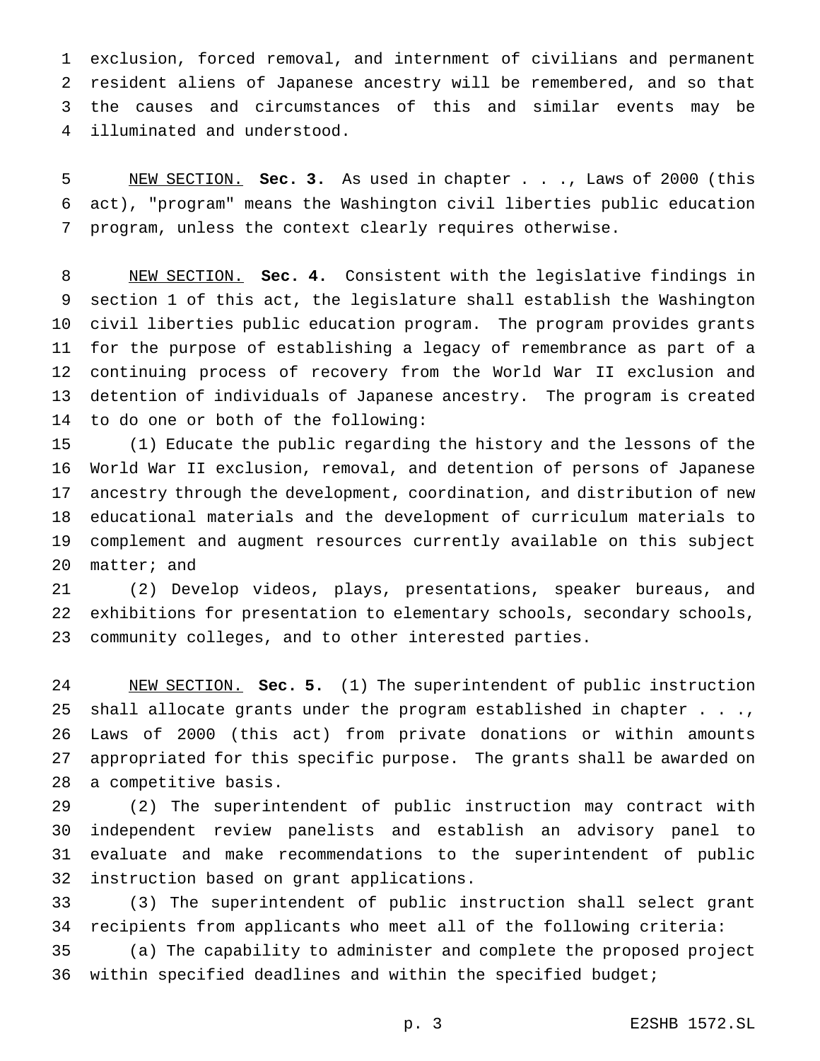exclusion, forced removal, and internment of civilians and permanent resident aliens of Japanese ancestry will be remembered, and so that the causes and circumstances of this and similar events may be illuminated and understood.

NEW SECTION. **Sec. 3.** As used in chapter . . ., Laws of 2000 (this act), "program" means the Washington civil liberties public education program, unless the context clearly requires otherwise.

NEW SECTION. **Sec. 4.** Consistent with the legislative findings in section 1 of this act, the legislature shall establish the Washington civil liberties public education program. The program provides grants for the purpose of establishing a legacy of remembrance as part of a continuing process of recovery from the World War II exclusion and detention of individuals of Japanese ancestry. The program is created to do one or both of the following:

(1) Educate the public regarding the history and the lessons of the World War II exclusion, removal, and detention of persons of Japanese ancestry through the development, coordination, and distribution of new educational materials and the development of curriculum materials to complement and augment resources currently available on this subject matter; and

(2) Develop videos, plays, presentations, speaker bureaus, and exhibitions for presentation to elementary schools, secondary schools, community colleges, and to other interested parties.

NEW SECTION. **Sec. 5.** (1) The superintendent of public instruction shall allocate grants under the program established in chapter . . ., Laws of 2000 (this act) from private donations or within amounts appropriated for this specific purpose. The grants shall be awarded on a competitive basis.

(2) The superintendent of public instruction may contract with independent review panelists and establish an advisory panel to evaluate and make recommendations to the superintendent of public instruction based on grant applications.

(3) The superintendent of public instruction shall select grant recipients from applicants who meet all of the following criteria:

(a) The capability to administer and complete the proposed project within specified deadlines and within the specified budget;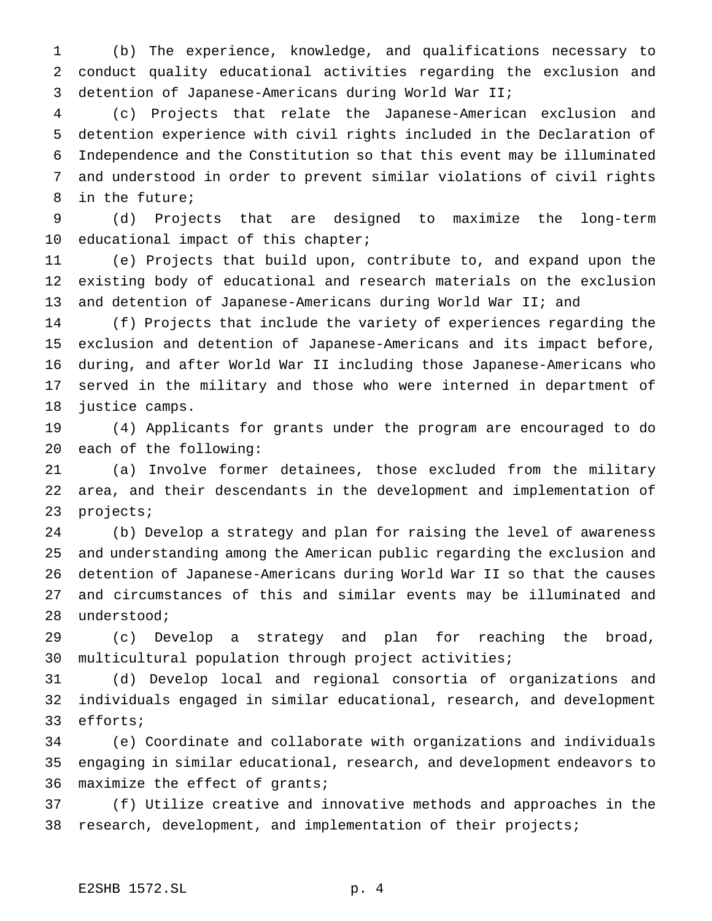(b) The experience, knowledge, and qualifications necessary to conduct quality educational activities regarding the exclusion and detention of Japanese-Americans during World War II;

(c) Projects that relate the Japanese-American exclusion and detention experience with civil rights included in the Declaration of Independence and the Constitution so that this event may be illuminated and understood in order to prevent similar violations of civil rights in the future;

(d) Projects that are designed to maximize the long-term educational impact of this chapter;

(e) Projects that build upon, contribute to, and expand upon the existing body of educational and research materials on the exclusion and detention of Japanese-Americans during World War II; and

(f) Projects that include the variety of experiences regarding the exclusion and detention of Japanese-Americans and its impact before, during, and after World War II including those Japanese-Americans who served in the military and those who were interned in department of justice camps.

(4) Applicants for grants under the program are encouraged to do each of the following:

(a) Involve former detainees, those excluded from the military area, and their descendants in the development and implementation of projects;

(b) Develop a strategy and plan for raising the level of awareness and understanding among the American public regarding the exclusion and detention of Japanese-Americans during World War II so that the causes and circumstances of this and similar events may be illuminated and understood;

(c) Develop a strategy and plan for reaching the broad, multicultural population through project activities;

(d) Develop local and regional consortia of organizations and individuals engaged in similar educational, research, and development efforts;

(e) Coordinate and collaborate with organizations and individuals engaging in similar educational, research, and development endeavors to maximize the effect of grants;

(f) Utilize creative and innovative methods and approaches in the research, development, and implementation of their projects;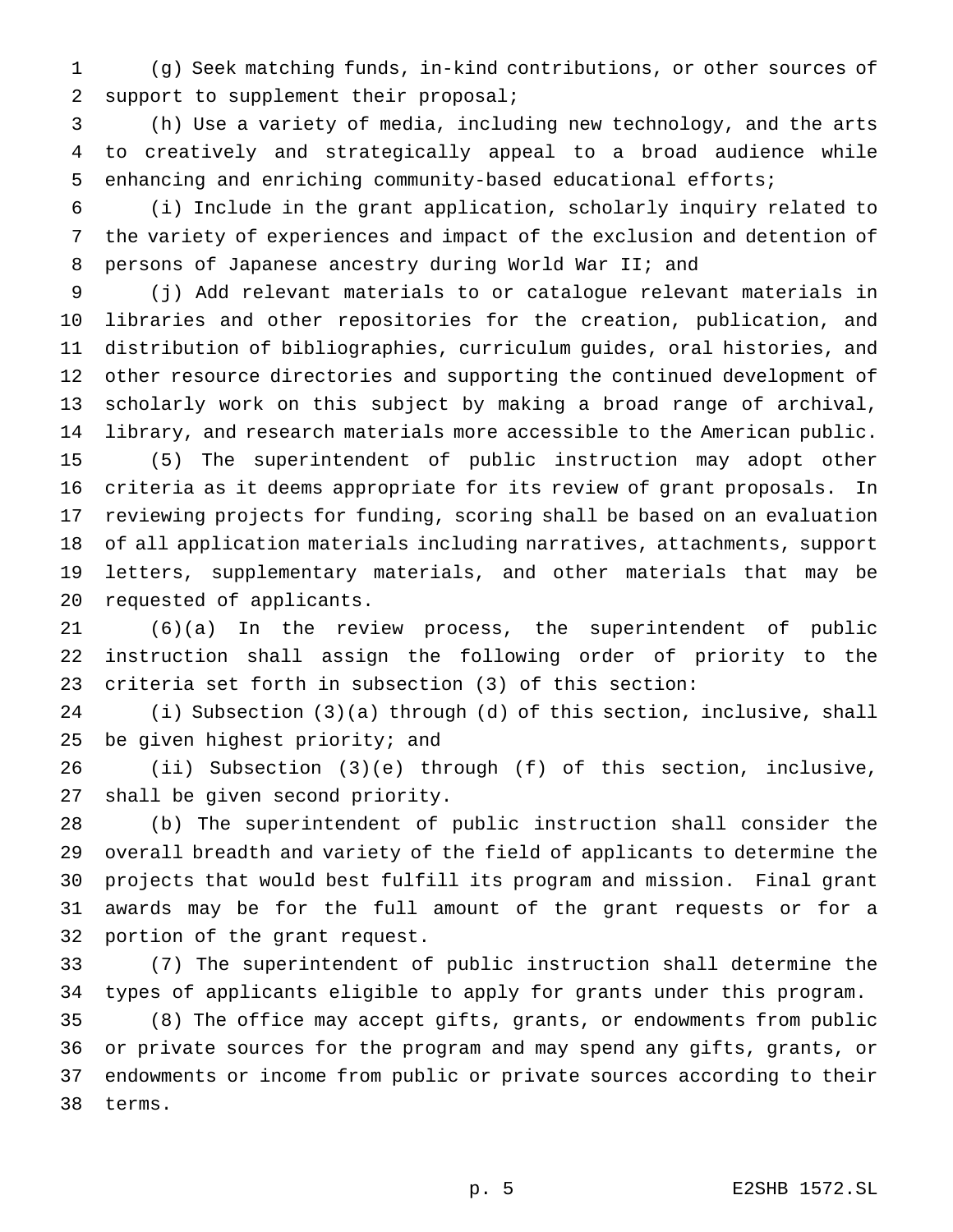(g) Seek matching funds, in-kind contributions, or other sources of support to supplement their proposal;

(h) Use a variety of media, including new technology, and the arts to creatively and strategically appeal to a broad audience while enhancing and enriching community-based educational efforts;

(i) Include in the grant application, scholarly inquiry related to the variety of experiences and impact of the exclusion and detention of persons of Japanese ancestry during World War II; and

(j) Add relevant materials to or catalogue relevant materials in libraries and other repositories for the creation, publication, and distribution of bibliographies, curriculum guides, oral histories, and other resource directories and supporting the continued development of scholarly work on this subject by making a broad range of archival, library, and research materials more accessible to the American public.

(5) The superintendent of public instruction may adopt other criteria as it deems appropriate for its review of grant proposals. In reviewing projects for funding, scoring shall be based on an evaluation of all application materials including narratives, attachments, support letters, supplementary materials, and other materials that may be requested of applicants.

(6)(a) In the review process, the superintendent of public instruction shall assign the following order of priority to the criteria set forth in subsection (3) of this section:

(i) Subsection (3)(a) through (d) of this section, inclusive, shall be given highest priority; and

(ii) Subsection (3)(e) through (f) of this section, inclusive, shall be given second priority.

(b) The superintendent of public instruction shall consider the overall breadth and variety of the field of applicants to determine the projects that would best fulfill its program and mission. Final grant awards may be for the full amount of the grant requests or for a portion of the grant request.

(7) The superintendent of public instruction shall determine the types of applicants eligible to apply for grants under this program.

(8) The office may accept gifts, grants, or endowments from public or private sources for the program and may spend any gifts, grants, or endowments or income from public or private sources according to their terms.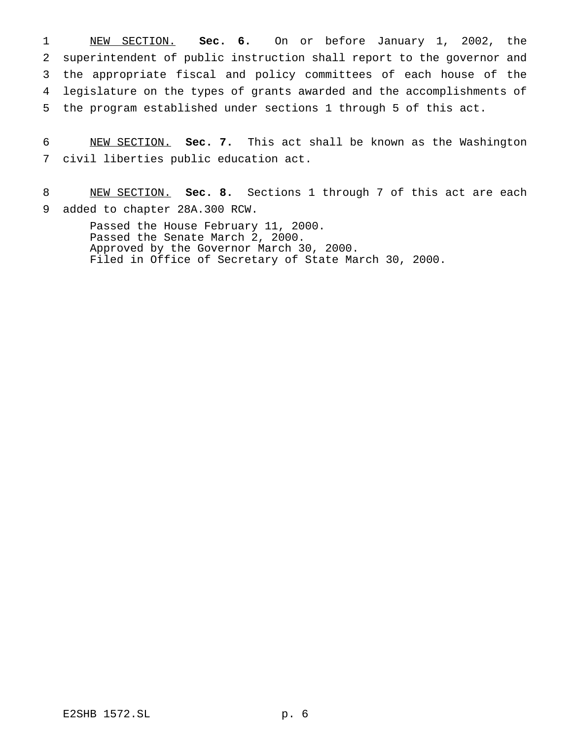NEW SECTION. **Sec. 6.** On or before January 1, 2002, the superintendent of public instruction shall report to the governor and the appropriate fiscal and policy committees of each house of the legislature on the types of grants awarded and the accomplishments of the program established under sections 1 through 5 of this act.

NEW SECTION. **Sec. 7.** This act shall be known as the Washington civil liberties public education act.

NEW SECTION. **Sec. 8.** Sections 1 through 7 of this act are each added to chapter 28A.300 RCW.

Passed the House February 11, 2000.
Passed the Senate March 2, 2000.
Approved by the Governor March 30, 2000.
Filed in Office of Secretary of State March 30, 2000.